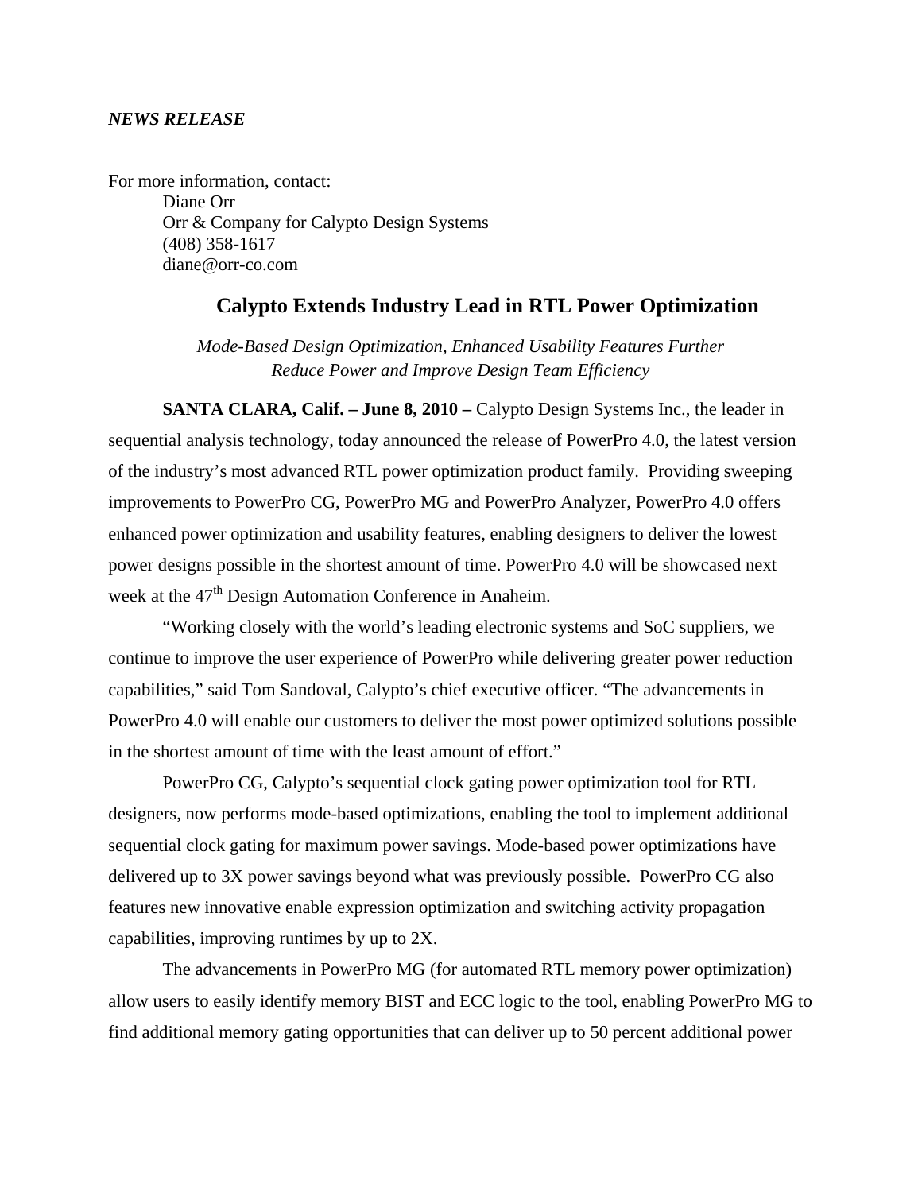*NEWS RELEASE*

For more information, contact:
Diane Orr
Orr & Company for Calypto Design Systems
(408) 358-1617
diane@orr-co.com

## Calypto Extends Industry Lead in RTL Power Optimization

*Mode-Based Design Optimization, Enhanced Usability Features Further Reduce Power and Improve Design Team Efficiency*

**SANTA CLARA, Calif. – June 8, 2010 –** Calypto Design Systems Inc., the leader in sequential analysis technology, today announced the release of PowerPro 4.0, the latest version of the industry's most advanced RTL power optimization product family. Providing sweeping improvements to PowerPro CG, PowerPro MG and PowerPro Analyzer, PowerPro 4.0 offers enhanced power optimization and usability features, enabling designers to deliver the lowest power designs possible in the shortest amount of time. PowerPro 4.0 will be showcased next week at the 47th Design Automation Conference in Anaheim.

"Working closely with the world's leading electronic systems and SoC suppliers, we continue to improve the user experience of PowerPro while delivering greater power reduction capabilities," said Tom Sandoval, Calypto's chief executive officer. "The advancements in PowerPro 4.0 will enable our customers to deliver the most power optimized solutions possible in the shortest amount of time with the least amount of effort."

PowerPro CG, Calypto's sequential clock gating power optimization tool for RTL designers, now performs mode-based optimizations, enabling the tool to implement additional sequential clock gating for maximum power savings. Mode-based power optimizations have delivered up to 3X power savings beyond what was previously possible. PowerPro CG also features new innovative enable expression optimization and switching activity propagation capabilities, improving runtimes by up to 2X.

The advancements in PowerPro MG (for automated RTL memory power optimization) allow users to easily identify memory BIST and ECC logic to the tool, enabling PowerPro MG to find additional memory gating opportunities that can deliver up to 50 percent additional power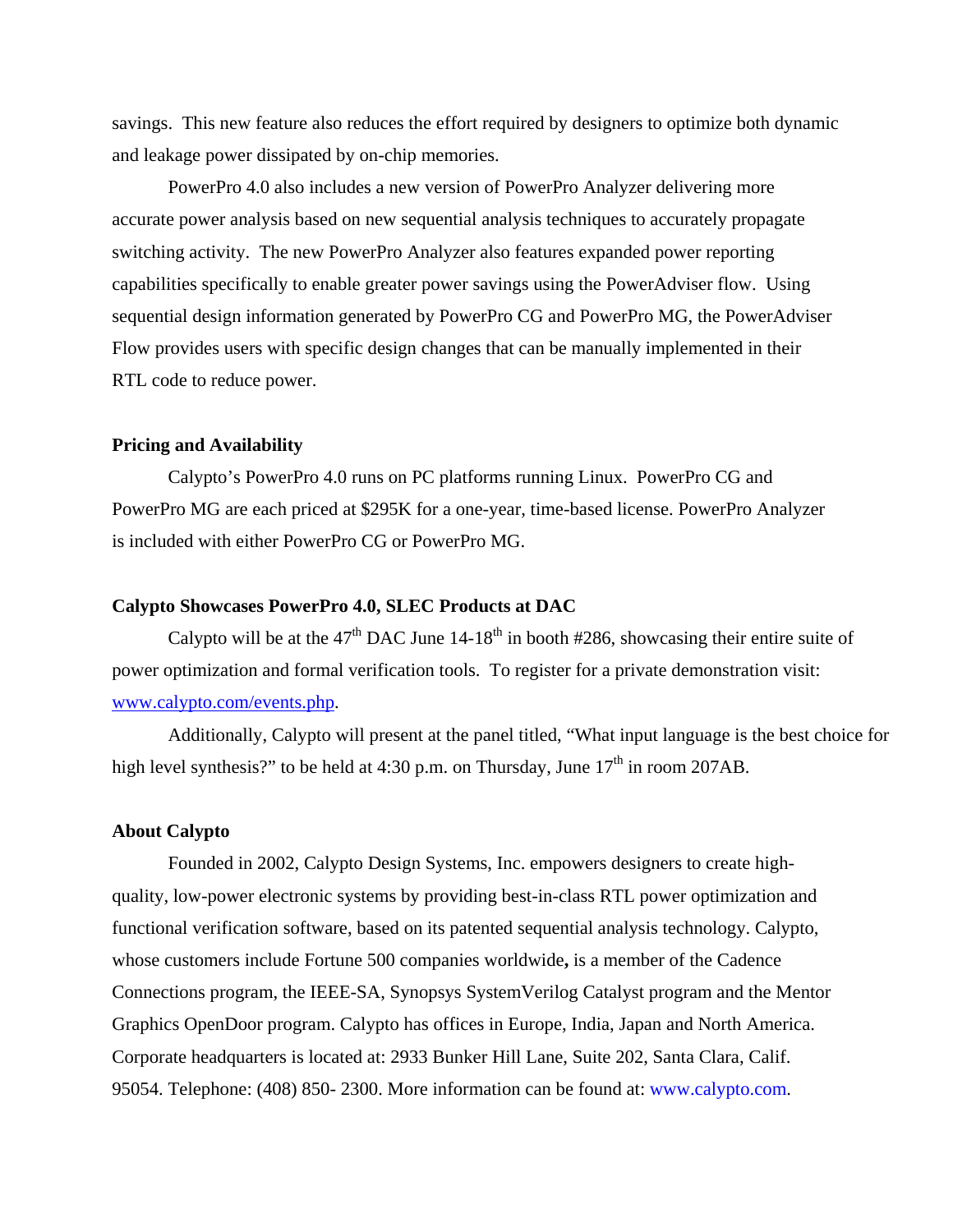savings. This new feature also reduces the effort required by designers to optimize both dynamic and leakage power dissipated by on-chip memories.

PowerPro 4.0 also includes a new version of PowerPro Analyzer delivering more accurate power analysis based on new sequential analysis techniques to accurately propagate switching activity. The new PowerPro Analyzer also features expanded power reporting capabilities specifically to enable greater power savings using the PowerAdviser flow. Using sequential design information generated by PowerPro CG and PowerPro MG, the PowerAdviser Flow provides users with specific design changes that can be manually implemented in their RTL code to reduce power.

**Pricing and Availability**

Calypto's PowerPro 4.0 runs on PC platforms running Linux. PowerPro CG and PowerPro MG are each priced at $295K for a one-year, time-based license. PowerPro Analyzer is included with either PowerPro CG or PowerPro MG.

**Calypto Showcases PowerPro 4.0, SLEC Products at DAC**

Calypto will be at the 47th DAC June 14-18th in booth #286, showcasing their entire suite of power optimization and formal verification tools. To register for a private demonstration visit: [www.calypto.com/events.php](www.calypto.com/events.php).

Additionally, Calypto will present at the panel titled, "What input language is the best choice for high level synthesis?" to be held at 4:30 p.m. on Thursday, June 17th in room 207AB.

**About Calypto**

Founded in 2002, Calypto Design Systems, Inc. empowers designers to create high-quality, low-power electronic systems by providing best-in-class RTL power optimization and functional verification software, based on its patented sequential analysis technology. Calypto, whose customers include Fortune 500 companies worldwide**,** is a member of the Cadence Connections program, the IEEE-SA, Synopsys SystemVerilog Catalyst program and the Mentor Graphics OpenDoor program. Calypto has offices in Europe, India, Japan and North America. Corporate headquarters is located at: 2933 Bunker Hill Lane, Suite 202, Santa Clara, Calif. 95054. Telephone: (408) 850- 2300. More information can be found at: www.calypto.com.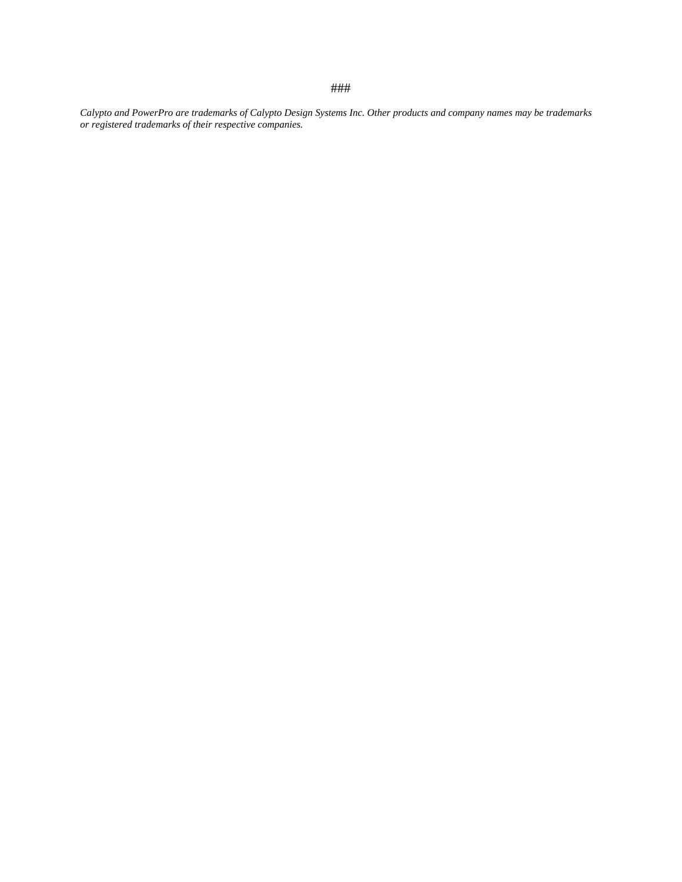###

*Calypto and PowerPro are trademarks of Calypto Design Systems Inc. Other products and company names may be trademarks or registered trademarks of their respective companies.*